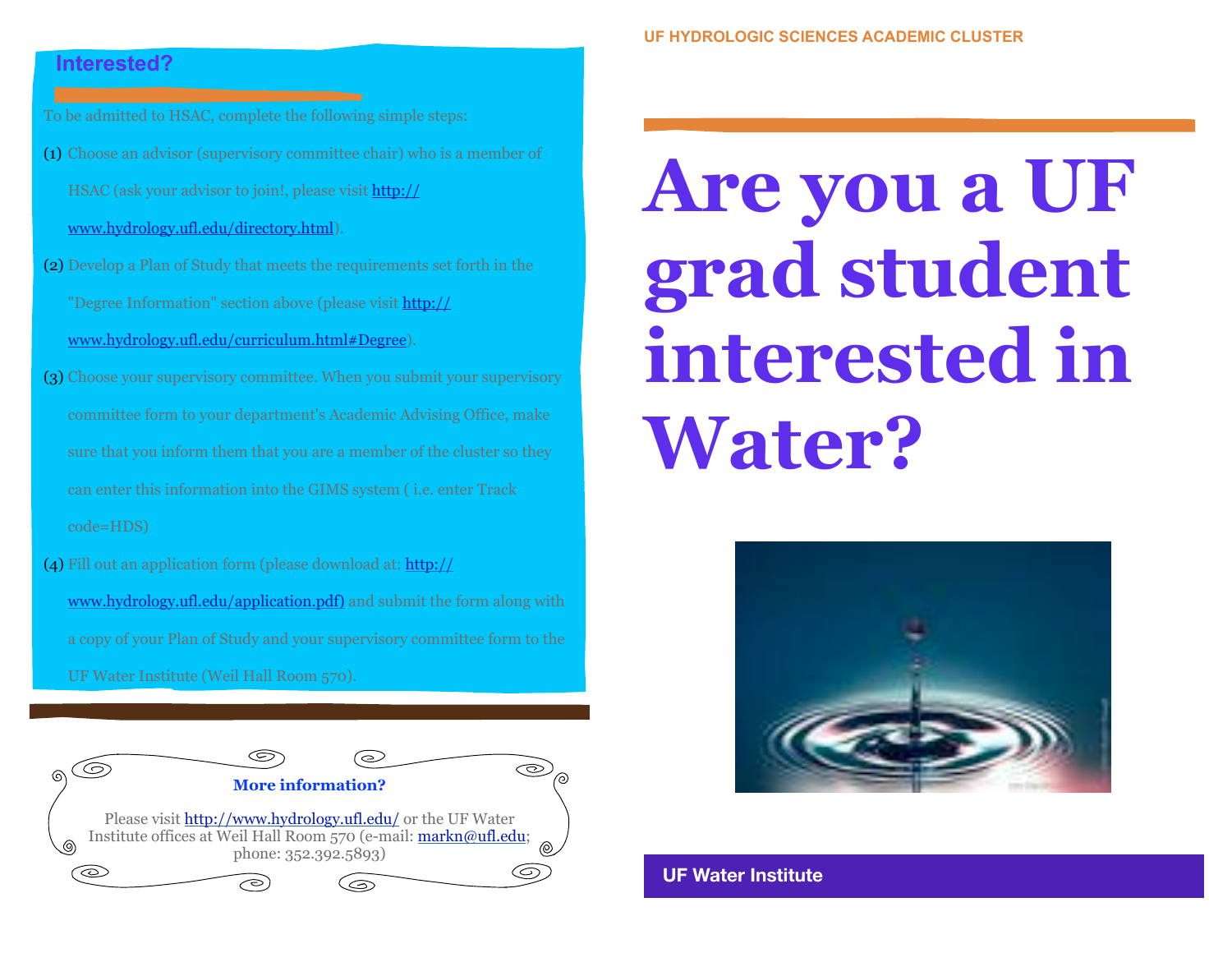## Interested?

To be admitted to HSAC, complete the following simple steps:

(1) Choose an advisor (supervisory committee chair) who is a member of HSAC (ask your advisor to join!, please visit http://www.hydrology.ufl.edu/directory.html).

(2) Develop a Plan of Study that meets the requirements set forth in the "Degree Information" section above (please visit http://www.hydrology.ufl.edu/curriculum.html#Degree).

(3) Choose your supervisory committee. When you submit your supervisory committee form to your department's Academic Advising Office, make sure that you inform them that you are a member of the cluster so they can enter this information into the GIMS system ( i.e. enter Track code=HDS)

(4) Fill out an application form (please download at: http://www.hydrology.ufl.edu/application.pdf) and submit the form along with a copy of your Plan of Study and your supervisory committee form to the UF Water Institute (Weil Hall Room 570).

**More information?**

Please visit http://www.hydrology.ufl.edu/ or the UF Water Institute offices at Weil Hall Room 570 (e-mail: markn@ufl.edu; phone: 352.392.5893)

UF HYDROLOGIC SCIENCES ACADEMIC CLUSTER

# Are you a UF grad student interested in Water?

UF Water Institute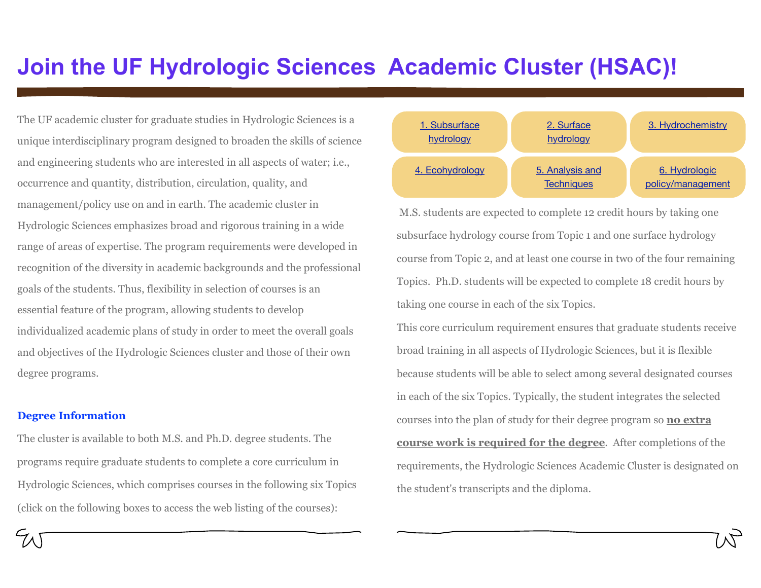# Join the UF Hydrologic Sciences Academic Cluster (HSAC)!

The UF academic cluster for graduate studies in Hydrologic Sciences is a unique interdisciplinary program designed to broaden the skills of science and engineering students who are interested in all aspects of water; i.e., occurrence and quantity, distribution, circulation, quality, and management/policy use on and in earth. The academic cluster in Hydrologic Sciences emphasizes broad and rigorous training in a wide range of areas of expertise. The program requirements were developed in recognition of the diversity in academic backgrounds and the professional goals of the students. Thus, flexibility in selection of courses is an essential feature of the program, allowing students to develop individualized academic plans of study in order to meet the overall goals and objectives of the Hydrologic Sciences cluster and those of their own degree programs.

### Degree Information

The cluster is available to both M.S. and Ph.D. degree students. The programs require graduate students to complete a core curriculum in Hydrologic Sciences, which comprises courses in the following six Topics (click on the following boxes to access the web listing of the courses):

1. Subsurface hydrology
2. Surface hydrology
3. Hydrochemistry
4. Ecohydrology
5. Analysis and Techniques
6. Hydrologic policy/management

M.S. students are expected to complete 12 credit hours by taking one subsurface hydrology course from Topic 1 and one surface hydrology course from Topic 2, and at least one course in two of the four remaining Topics. Ph.D. students will be expected to complete 18 credit hours by taking one course in each of the six Topics.

This core curriculum requirement ensures that graduate students receive broad training in all aspects of Hydrologic Sciences, but it is flexible because students will be able to select among several designated courses in each of the six Topics. Typically, the student integrates the selected courses into the plan of study for their degree program so **no extra course work is required for the degree**. After completions of the requirements, the Hydrologic Sciences Academic Cluster is designated on the student's transcripts and the diploma.